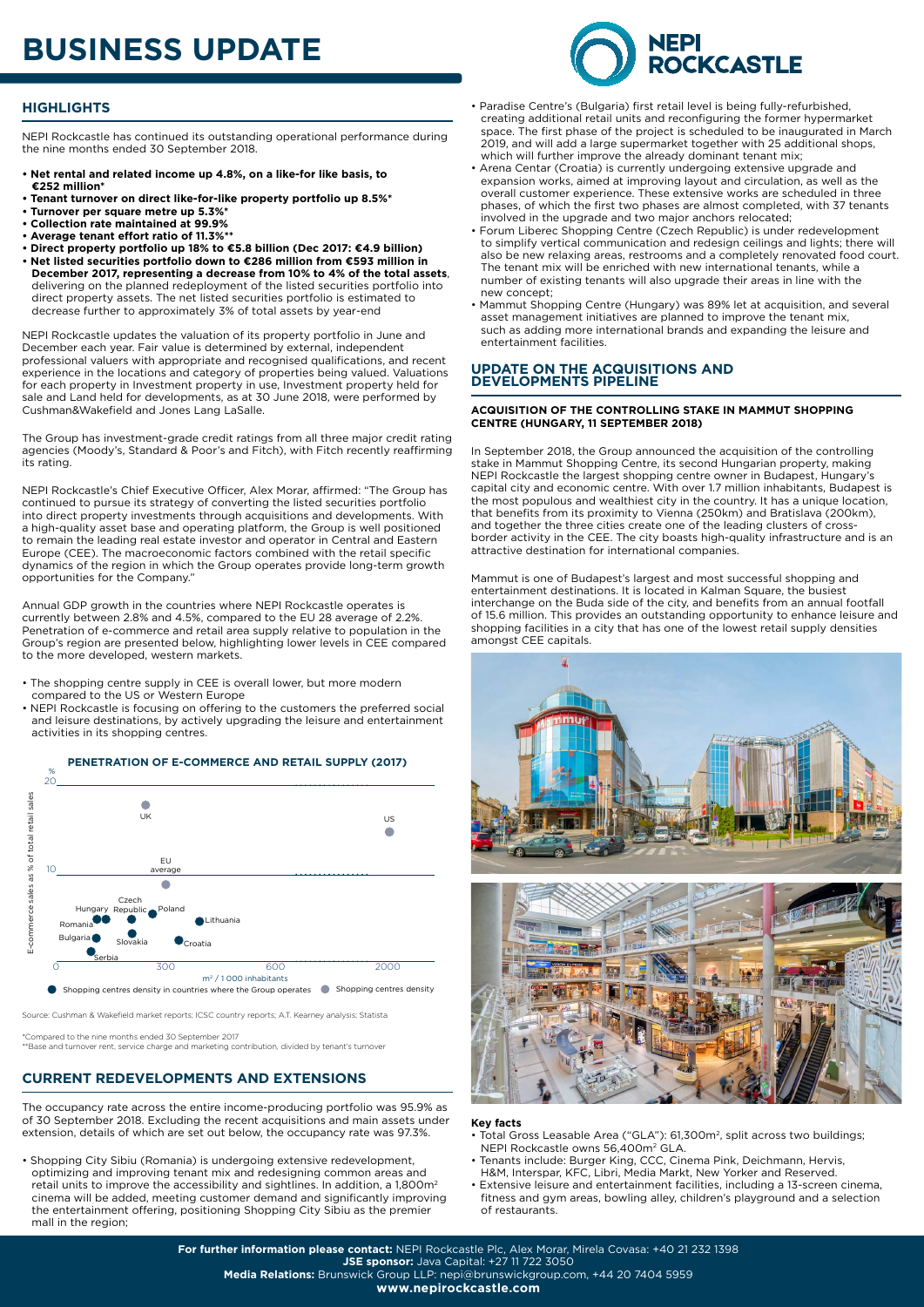# BUSINESS UPDATE

## HIGHLIGHTS

NEPI Rockcastle has continued its outstanding operational performance during the nine months ended 30 September 2018.

- **Net rental and related income up 4.8%, on a like-for like basis, to €252 million***
- **Tenant turnover on direct like-for-like property portfolio up 8.5%***
- **Turnover per square metre up 5.3%***
- **Collection rate maintained at 99.9%**
- **Average tenant effort ratio of 11.3%****
- **Direct property portfolio up 18% to €5.8 billion (Dec 2017: €4.9 billion)**
- **Net listed securities portfolio down to €286 million from €593 million in December 2017, representing a decrease from 10% to 4% of the total assets**, delivering on the planned redeployment of the listed securities portfolio into direct property assets. The net listed securities portfolio is estimated to decrease further to approximately 3% of total assets by year-end

NEPI Rockcastle updates the valuation of its property portfolio in June and December each year. Fair value is determined by external, independent professional valuers with appropriate and recognised qualifications, and recent experience in the locations and category of properties being valued. Valuations for each property in Investment property in use, Investment property held for sale and Land held for developments, as at 30 June 2018, were performed by Cushman&Wakefield and Jones Lang LaSalle.

The Group has investment-grade credit ratings from all three major credit rating agencies (Moody's, Standard & Poor's and Fitch), with Fitch recently reaffirming its rating.

NEPI Rockcastle's Chief Executive Officer, Alex Morar, affirmed: "The Group has continued to pursue its strategy of converting the listed securities portfolio into direct property investments through acquisitions and developments. With a high-quality asset base and operating platform, the Group is well positioned to remain the leading real estate investor and operator in Central and Eastern Europe (CEE). The macroeconomic factors combined with the retail specific dynamics of the region in which the Group operates provide long-term growth opportunities for the Company."

Annual GDP growth in the countries where NEPI Rockcastle operates is currently between 2.8% and 4.5%, compared to the EU 28 average of 2.2%. Penetration of e-commerce and retail area supply relative to population in the Group's region are presented below, highlighting lower levels in CEE compared to the more developed, western markets.

- The shopping centre supply in CEE is overall lower, but more modern compared to the US or Western Europe
- NEPI Rockcastle is focusing on offering to the customers the preferred social and leisure destinations, by actively upgrading the leisure and entertainment activities in its shopping centres.

**PENETRATION OF E-COMMERCE AND RETAIL SUPPLY (2017)**

Source: Cushman & Wakefield market reports; ICSC country reports; A.T. Kearney analysis; Statista

*Compared to the nine months ended 30 September 2017
**Base and turnover rent, service charge and marketing contribution, divided by tenant's turnover

## CURRENT REDEVELOPMENTS AND EXTENSIONS

The occupancy rate across the entire income-producing portfolio was 95.9% as of 30 September 2018. Excluding the recent acquisitions and main assets under extension, details of which are set out below, the occupancy rate was 97.3%.

- Shopping City Sibiu (Romania) is undergoing extensive redevelopment, optimizing and improving tenant mix and redesigning common areas and retail units to improve the accessibility and sightlines. In addition, a 1,800m² cinema will be added, meeting customer demand and significantly improving the entertainment offering, positioning Shopping City Sibiu as the premier mall in the region;
- Paradise Centre's (Bulgaria) first retail level is being fully-refurbished, creating additional retail units and reconfiguring the former hypermarket space. The first phase of the project is scheduled to be inaugurated in March 2019, and will add a large supermarket together with 25 additional shops, which will further improve the already dominant tenant mix;
- Arena Centar (Croatia) is currently undergoing extensive upgrade and expansion works, aimed at improving layout and circulation, as well as the overall customer experience. These extensive works are scheduled in three phases, of which the first two phases are almost completed, with 37 tenants involved in the upgrade and two major anchors relocated;
- Forum Liberec Shopping Centre (Czech Republic) is under redevelopment to simplify vertical communication and redesign ceilings and lights; there will also be new relaxing areas, restrooms and a completely renovated food court. The tenant mix will be enriched with new international tenants, while a number of existing tenants will also upgrade their areas in line with the new concept;
- Mammut Shopping Centre (Hungary) was 89% let at acquisition, and several asset management initiatives are planned to improve the tenant mix, such as adding more international brands and expanding the leisure and entertainment facilities.

## UPDATE ON THE ACQUISITIONS AND DEVELOPMENTS PIPELINE

### ACQUISITION OF THE CONTROLLING STAKE IN MAMMUT SHOPPING CENTRE (HUNGARY, 11 SEPTEMBER 2018)

In September 2018, the Group announced the acquisition of the controlling stake in Mammut Shopping Centre, its second Hungarian property, making NEPI Rockcastle the largest shopping centre owner in Budapest, Hungary's capital city and economic centre. With over 1.7 million inhabitants, Budapest is the most populous and wealthiest city in the country. It has a unique location, that benefits from its proximity to Vienna (250km) and Bratislava (200km), and together the three cities create one of the leading clusters of cross-border activity in the CEE. The city boasts high-quality infrastructure and is an attractive destination for international companies.

Mammut is one of Budapest's largest and most successful shopping and entertainment destinations. It is located in Kalman Square, the busiest interchange on the Buda side of the city, and benefits from an annual footfall of 15.6 million. This provides an outstanding opportunity to enhance leisure and shopping facilities in a city that has one of the lowest retail supply densities amongst CEE capitals.

**Key facts**

- Total Gross Leasable Area ("GLA"): 61,300m², split across two buildings; NEPI Rockcastle owns 56,400m² GLA.
- Tenants include: Burger King, CCC, Cinema Pink, Deichmann, Hervis, H&M, Interspar, KFC, Libri, Media Markt, New Yorker and Reserved.
- Extensive leisure and entertainment facilities, including a 13-screen cinema, fitness and gym areas, bowling alley, children's playground and a selection of restaurants.

**For further information please contact:** NEPI Rockcastle Plc, Alex Morar, Mirela Covasa: +40 21 232 1398
**JSE sponsor:** Java Capital: +27 11 722 3050
**Media Relations:** Brunswick Group LLP: nepi@brunswickgroup.com, +44 20 7404 5959
**www.nepirockcastle.com**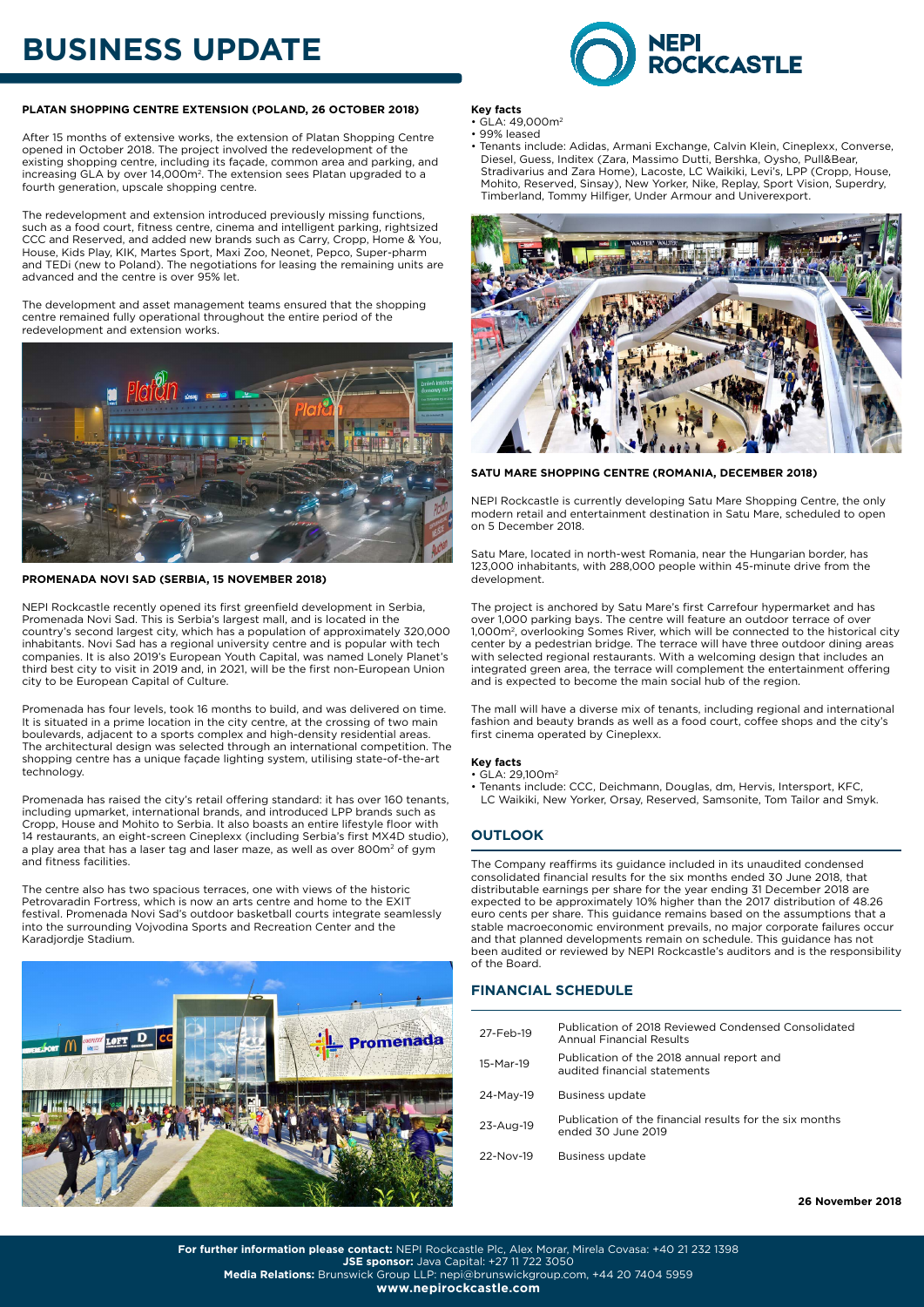# BUSINESS UPDATE

### PLATAN SHOPPING CENTRE EXTENSION (POLAND, 26 OCTOBER 2018)

After 15 months of extensive works, the extension of Platan Shopping Centre opened in October 2018. The project involved the redevelopment of the existing shopping centre, including its façade, common area and parking, and increasing GLA by over 14,000m$^2$. The extension sees Platan upgraded to a fourth generation, upscale shopping centre.

The redevelopment and extension introduced previously missing functions, such as a food court, fitness centre, cinema and intelligent parking, rightsized CCC and Reserved, and added new brands such as Carry, Cropp, Home & You, House, Kids Play, KIK, Martes Sport, Maxi Zoo, Neonet, Pepco, Super-pharm and TEDi (new to Poland). The negotiations for leasing the remaining units are advanced and the centre is over 95% let.

The development and asset management teams ensured that the shopping centre remained fully operational throughout the entire period of the redevelopment and extension works.

### PROMENADA NOVI SAD (SERBIA, 15 NOVEMBER 2018)

NEPI Rockcastle recently opened its first greenfield development in Serbia, Promenada Novi Sad. This is Serbia's largest mall, and is located in the country's second largest city, which has a population of approximately 320,000 inhabitants. Novi Sad has a regional university centre and is popular with tech companies. It is also 2019's European Youth Capital, was named Lonely Planet's third best city to visit in 2019 and, in 2021, will be the first non-European Union city to be European Capital of Culture.

Promenada has four levels, took 16 months to build, and was delivered on time. It is situated in a prime location in the city centre, at the crossing of two main boulevards, adjacent to a sports complex and high-density residential areas. The architectural design was selected through an international competition. The shopping centre has a unique façade lighting system, utilising state-of-the-art technology.

Promenada has raised the city's retail offering standard: it has over 160 tenants, including upmarket, international brands, and introduced LPP brands such as Cropp, House and Mohito to Serbia. It also boasts an entire lifestyle floor with 14 restaurants, an eight-screen Cineplexx (including Serbia's first MX4D studio), a play area that has a laser tag and laser maze, as well as over 800m$^2$ of gym and fitness facilities.

The centre also has two spacious terraces, one with views of the historic Petrovaradin Fortress, which is now an arts centre and home to the EXIT festival. Promenada Novi Sad's outdoor basketball courts integrate seamlessly into the surrounding Vojvodina Sports and Recreation Center and the Karadjordje Stadium.

**Key facts**
- GLA: 49,000m$^2$
- 99% leased
- Tenants include: Adidas, Armani Exchange, Calvin Klein, Cineplexx, Converse, Diesel, Guess, Inditex (Zara, Massimo Dutti, Bershka, Oysho, Pull&Bear, Stradivarius and Zara Home), Lacoste, LC Waikiki, Levi's, LPP (Cropp, House, Mohito, Reserved, Sinsay), New Yorker, Nike, Replay, Sport Vision, Superdry, Timberland, Tommy Hilfiger, Under Armour and Univerexport.

### SATU MARE SHOPPING CENTRE (ROMANIA, DECEMBER 2018)

NEPI Rockcastle is currently developing Satu Mare Shopping Centre, the only modern retail and entertainment destination in Satu Mare, scheduled to open on 5 December 2018.

Satu Mare, located in north-west Romania, near the Hungarian border, has 123,000 inhabitants, with 288,000 people within 45-minute drive from the development.

The project is anchored by Satu Mare's first Carrefour hypermarket and has over 1,000 parking bays. The centre will feature an outdoor terrace of over 1,000m$^2$, overlooking Somes River, which will be connected to the historical city center by a pedestrian bridge. The terrace will have three outdoor dining areas with selected regional restaurants. With a welcoming design that includes an integrated green area, the terrace will complement the entertainment offering and is expected to become the main social hub of the region.

The mall will have a diverse mix of tenants, including regional and international fashion and beauty brands as well as a food court, coffee shops and the city's first cinema operated by Cineplexx.

**Key facts**
- GLA: 29,100m$^2$
- Tenants include: CCC, Deichmann, Douglas, dm, Hervis, Intersport, KFC, LC Waikiki, New Yorker, Orsay, Reserved, Samsonite, Tom Tailor and Smyk.

## OUTLOOK

The Company reaffirms its guidance included in its unaudited condensed consolidated financial results for the six months ended 30 June 2018, that distributable earnings per share for the year ending 31 December 2018 are expected to be approximately 10% higher than the 2017 distribution of 48.26 euro cents per share. This guidance remains based on the assumptions that a stable macroeconomic environment prevails, no major corporate failures occur and that planned developments remain on schedule. This guidance has not been audited or reviewed by NEPI Rockcastle's auditors and is the responsibility of the Board.

## FINANCIAL SCHEDULE

| | |
|---|---|
| 27-Feb-19 | Publication of 2018 Reviewed Condensed Consolidated Annual Financial Results |
| 15-Mar-19 | Publication of the 2018 annual report and audited financial statements |
| 24-May-19 | Business update |
| 23-Aug-19 | Publication of the financial results for the six months ended 30 June 2019 |
| 22-Nov-19 | Business update |

**26 November 2018**

**For further information please contact:** NEPI Rockcastle Plc, Alex Morar, Mirela Covasa: +40 21 232 1398
**JSE sponsor:** Java Capital: +27 11 722 3050
**Media Relations:** Brunswick Group LLP: nepi@brunswickgroup.com, +44 20 7404 5959
**www.nepirockcastle.com**